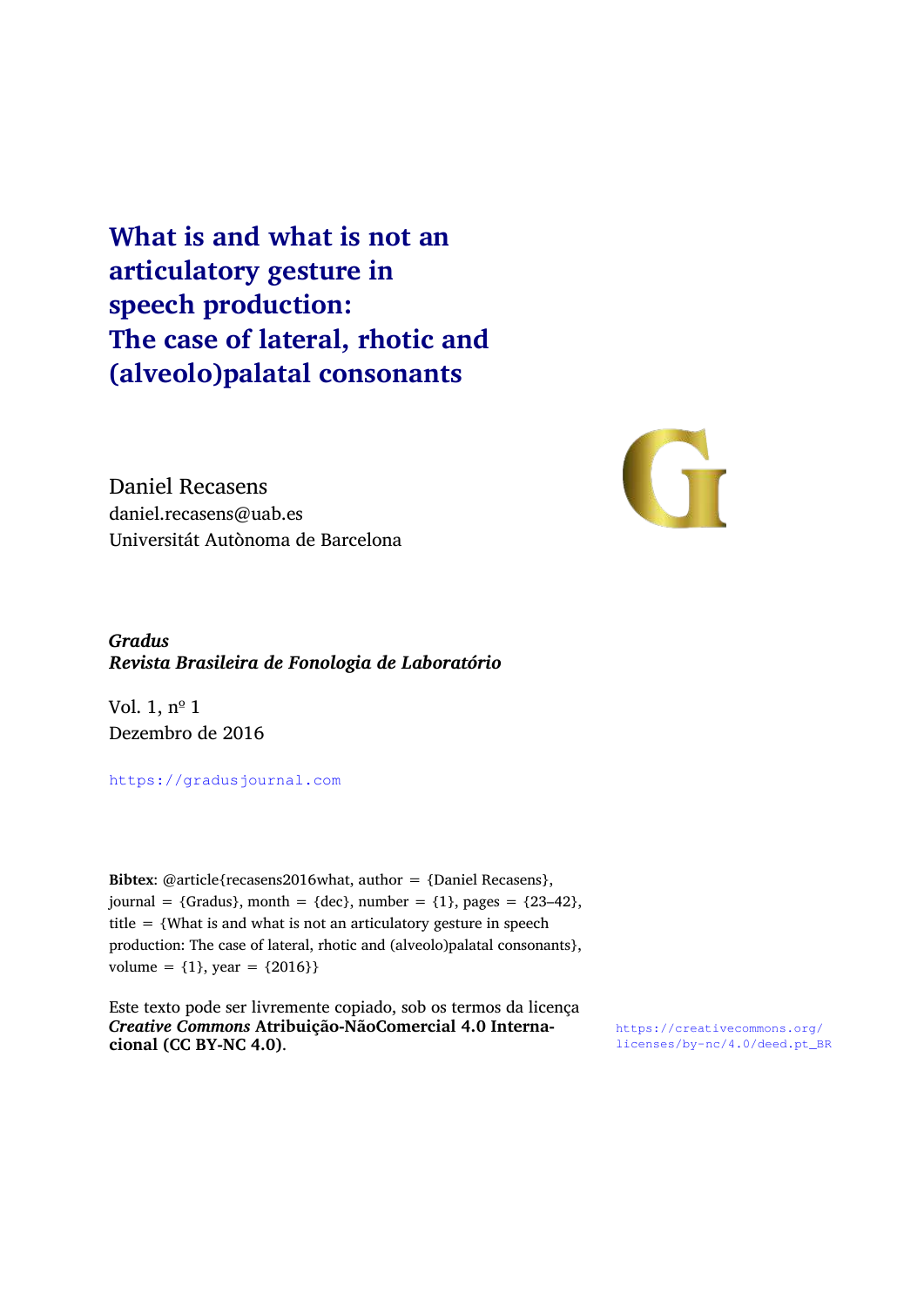# What is and what is not an articulatory gesture in speech production: The case of lateral, rhotic and (alveolo)palatal consonants

Daniel Recasens
daniel.recasens@uab.es
Universitát Autònoma de Barcelona

***Gradus***
***Revista Brasileira de Fonologia de Laboratório***

Vol. 1, nº 1
Dezembro de 2016

https://gradusjournal.com

**Bibtex**: @article{recasens2016what, author = {Daniel Recasens}, journal = {Gradus}, month = {dec}, number = {1}, pages = {23–42}, title = {What is and what is not an articulatory gesture in speech production: The case of lateral, rhotic and (alveolo)palatal consonants}, volume = {1}, year = {2016}}

Este texto pode ser livremente copiado, sob os termos da licença ***Creative Commons* Atribuição-NãoComercial 4.0 Internacional (CC BY-NC 4.0)**.

https://creativecommons.org/licenses/by-nc/4.0/deed.pt_BR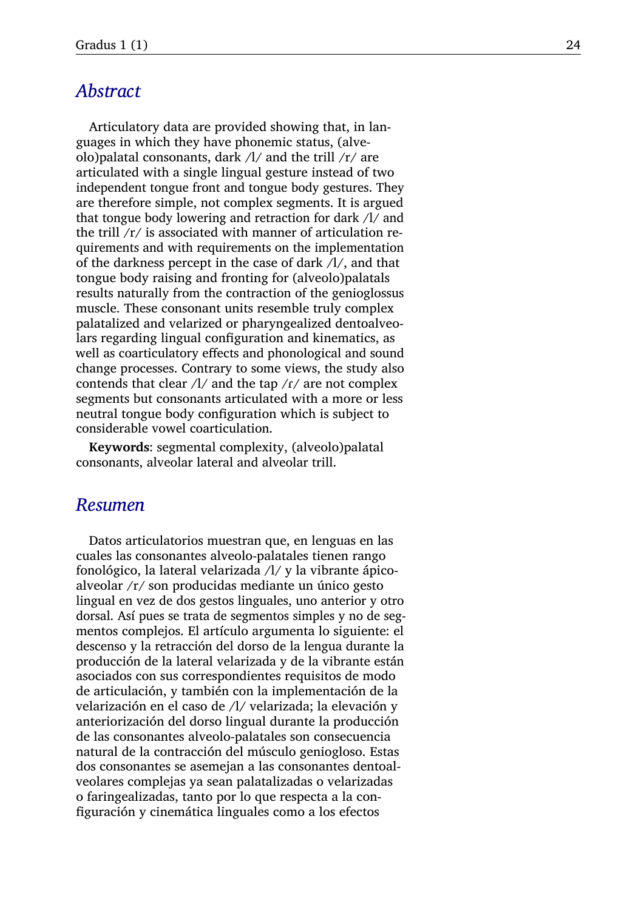## Abstract

Articulatory data are provided showing that, in languages in which they have phonemic status, (alveolo)palatal consonants, dark /l/ and the trill /r/ are articulated with a single lingual gesture instead of two independent tongue front and tongue body gestures. They are therefore simple, not complex segments. It is argued that tongue body lowering and retraction for dark /l/ and the trill /r/ is associated with manner of articulation requirements and with requirements on the implementation of the darkness percept in the case of dark /l/, and that tongue body raising and fronting for (alveolo)palatals results naturally from the contraction of the genioglossus muscle. These consonant units resemble truly complex palatalized and velarized or pharyngealized dentoalveolars regarding lingual configuration and kinematics, as well as coarticulatory effects and phonological and sound change processes. Contrary to some views, the study also contends that clear /l/ and the tap /ɾ/ are not complex segments but consonants articulated with a more or less neutral tongue body configuration which is subject to considerable vowel coarticulation.

**Keywords**: segmental complexity, (alveolo)palatal consonants, alveolar lateral and alveolar trill.

## Resumen

Datos articulatorios muestran que, en lenguas en las cuales las consonantes alveolo-palatales tienen rango fonológico, la lateral velarizada /l/ y la vibrante ápico-alveolar /r/ son producidas mediante un único gesto lingual en vez de dos gestos linguales, uno anterior y otro dorsal. Así pues se trata de segmentos simples y no de segmentos complejos. El artículo argumenta lo siguiente: el descenso y la retracción del dorso de la lengua durante la producción de la lateral velarizada y de la vibrante están asociados con sus correspondientes requisitos de modo de articulación, y también con la implementación de la velarización en el caso de /l/ velarizada; la elevación y anteriorización del dorso lingual durante la producción de las consonantes alveolo-palatales son consecuencia natural de la contracción del músculo geniogloso. Estas dos consonantes se asemejan a las consonantes dentoalveolares complejas ya sean palatalizadas o velarizadas o faringealizadas, tanto por lo que respecta a la configuración y cinemática linguales como a los efectos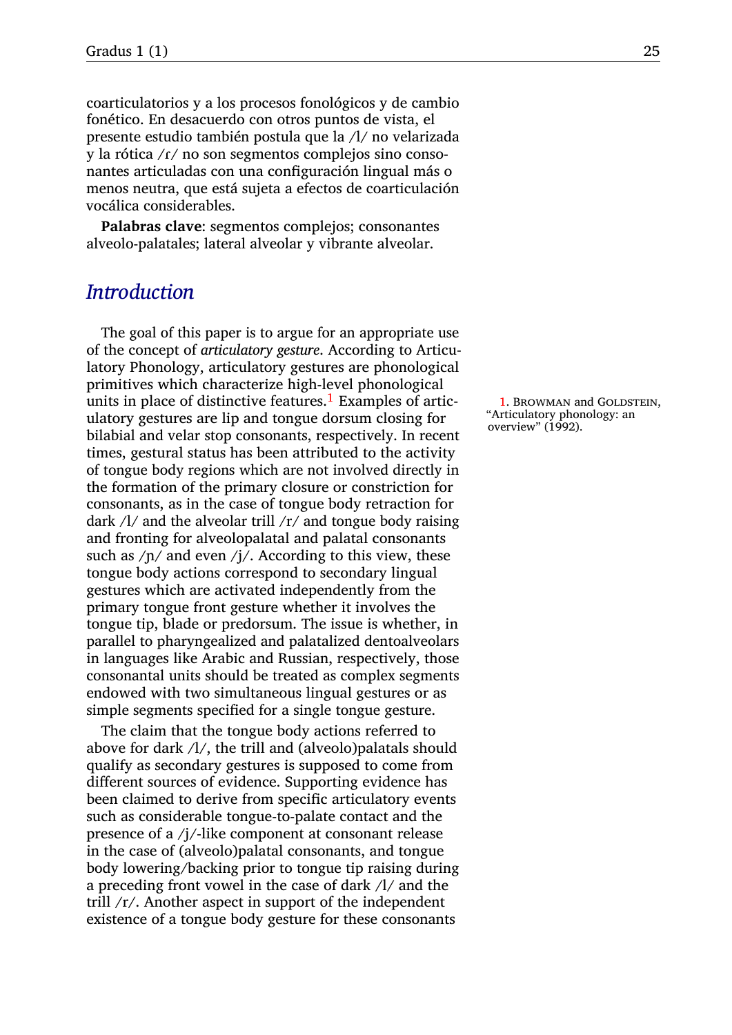coarticulatorios y a los procesos fonológicos y de cambio fonético. En desacuerdo con otros puntos de vista, el presente estudio también postula que la /l/ no velarizada y la rótica /ɾ/ no son segmentos complejos sino consonantes articuladas con una configuración lingual más o menos neutra, que está sujeta a efectos de coarticulación vocálica considerables.

**Palabras clave**: segmentos complejos; consonantes alveolo-palatales; lateral alveolar y vibrante alveolar.

## Introduction

The goal of this paper is to argue for an appropriate use of the concept of *articulatory gesture*. According to Articulatory Phonology, articulatory gestures are phonological primitives which characterize high-level phonological units in place of distinctive features.[1] Examples of articulatory gestures are lip and tongue dorsum closing for bilabial and velar stop consonants, respectively. In recent times, gestural status has been attributed to the activity of tongue body regions which are not involved directly in the formation of the primary closure or constriction for consonants, as in the case of tongue body retraction for dark /l/ and the alveolar trill /r/ and tongue body raising and fronting for alveolopalatal and palatal consonants such as /ɲ/ and even /j/. According to this view, these tongue body actions correspond to secondary lingual gestures which are activated independently from the primary tongue front gesture whether it involves the tongue tip, blade or predorsum. The issue is whether, in parallel to pharyngealized and palatalized dentoalveolars in languages like Arabic and Russian, respectively, those consonantal units should be treated as complex segments endowed with two simultaneous lingual gestures or as simple segments specified for a single tongue gesture.

The claim that the tongue body actions referred to above for dark /l/, the trill and (alveolo)palatals should qualify as secondary gestures is supposed to come from different sources of evidence. Supporting evidence has been claimed to derive from specific articulatory events such as considerable tongue-to-palate contact and the presence of a /j/-like component at consonant release in the case of (alveolo)palatal consonants, and tongue body lowering/backing prior to tongue tip raising during a preceding front vowel in the case of dark /l/ and the trill /r/. Another aspect in support of the independent existence of a tongue body gesture for these consonants

[1]. Browman and Goldstein, "Articulatory phonology: an overview" (1992).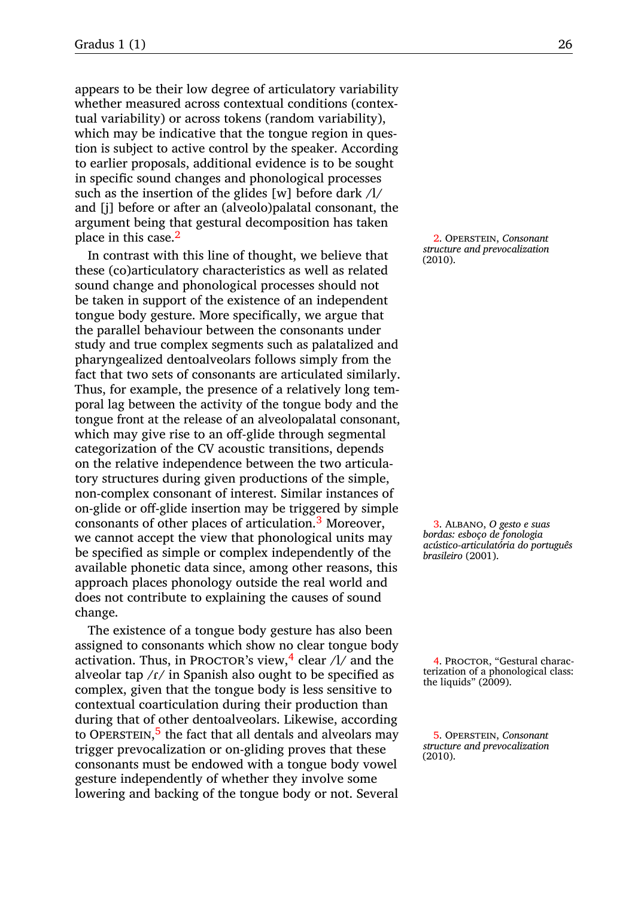appears to be their low degree of articulatory variability whether measured across contextual conditions (contextual variability) or across tokens (random variability), which may be indicative that the tongue region in question is subject to active control by the speaker. According to earlier proposals, additional evidence is to be sought in specific sound changes and phonological processes such as the insertion of the glides [w] before dark /l/ and [j] before or after an (alveolo)palatal consonant, the argument being that gestural decomposition has taken place in this case.[2]

In contrast with this line of thought, we believe that these (co)articulatory characteristics as well as related sound change and phonological processes should not be taken in support of the existence of an independent tongue body gesture. More specifically, we argue that the parallel behaviour between the consonants under study and true complex segments such as palatalized and pharyngealized dentoalveolars follows simply from the fact that two sets of consonants are articulated similarly. Thus, for example, the presence of a relatively long temporal lag between the activity of the tongue body and the tongue front at the release of an alveolopalatal consonant, which may give rise to an off-glide through segmental categorization of the CV acoustic transitions, depends on the relative independence between the two articulatory structures during given productions of the simple, non-complex consonant of interest. Similar instances of on-glide or off-glide insertion may be triggered by simple consonants of other places of articulation.[3] Moreover, we cannot accept the view that phonological units may be specified as simple or complex independently of the available phonetic data since, among other reasons, this approach places phonology outside the real world and does not contribute to explaining the causes of sound change.

The existence of a tongue body gesture has also been assigned to consonants which show no clear tongue body activation. Thus, in Proctor's view,[4] clear /l/ and the alveolar tap /ɾ/ in Spanish also ought to be specified as complex, given that the tongue body is less sensitive to contextual coarticulation during their production than during that of other dentoalveolars. Likewise, according to Operstein,[5] the fact that all dentals and alveolars may trigger prevocalization or on-gliding proves that these consonants must be endowed with a tongue body vowel gesture independently of whether they involve some lowering and backing of the tongue body or not. Several

2. Operstein, *Consonant structure and prevocalization* (2010).

3. Albano, *O gesto e suas bordas: esboço de fonologia acústico-articulatória do português brasileiro* (2001).

4. Proctor, "Gestural characterization of a phonological class: the liquids" (2009).

5. Operstein, *Consonant structure and prevocalization* (2010).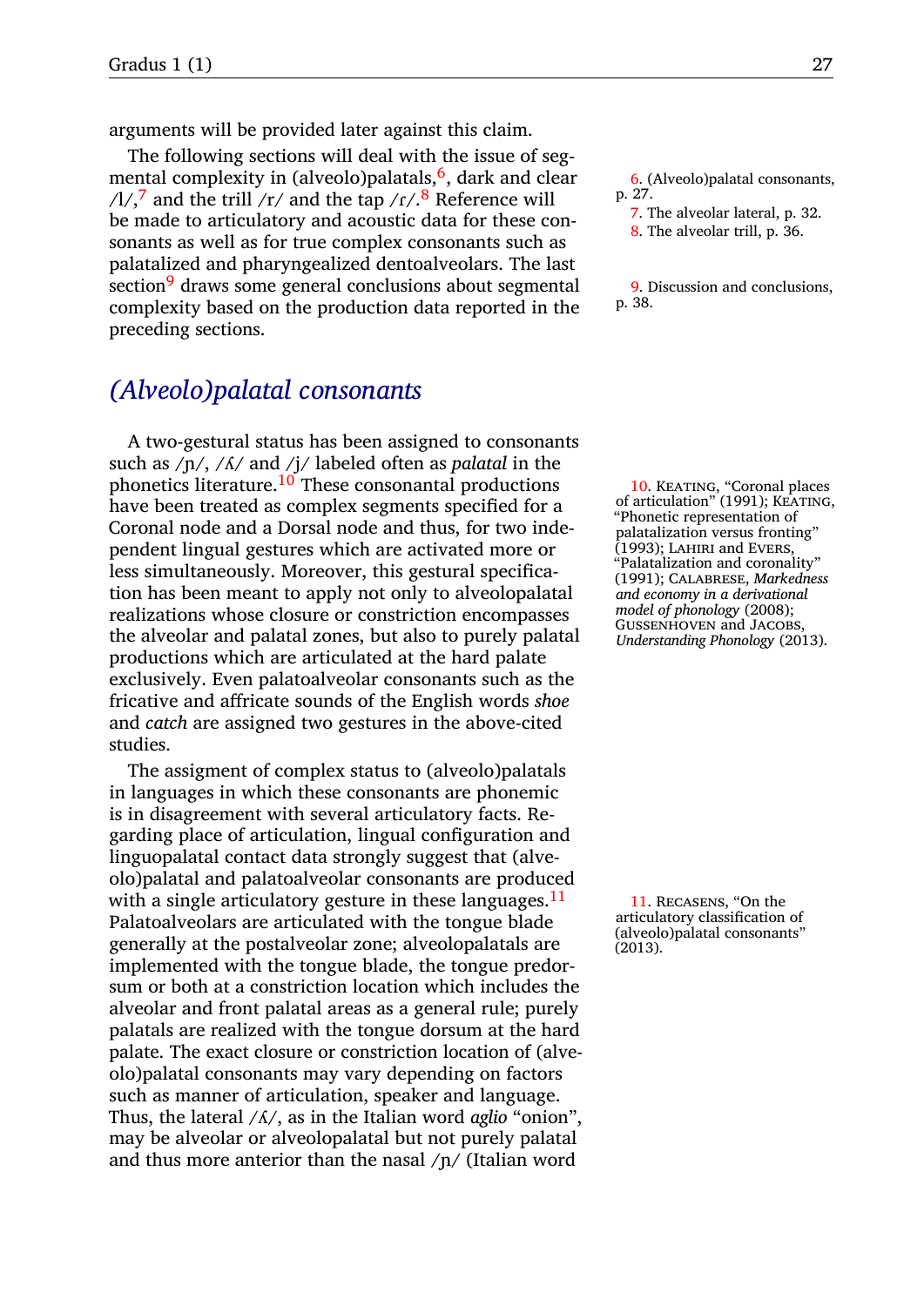arguments will be provided later against this claim.

The following sections will deal with the issue of segmental complexity in (alveolo)palatals,[6], dark and clear /l/,[7] and the trill /r/ and the tap /ɾ/.[8] Reference will be made to articulatory and acoustic data for these consonants as well as for true complex consonants such as palatalized and pharyngealized dentoalveolars. The last section[9] draws some general conclusions about segmental complexity based on the production data reported in the preceding sections.

6. (Alveolo)palatal consonants, p. 27.
7. The alveolar lateral, p. 32.
8. The alveolar trill, p. 36.

9. Discussion and conclusions, p. 38.

## *(Alveolo)palatal consonants*

A two-gestural status has been assigned to consonants such as /ɲ/, /ʎ/ and /j/ labeled often as *palatal* in the phonetics literature.[10] These consonantal productions have been treated as complex segments specified for a Coronal node and a Dorsal node and thus, for two independent lingual gestures which are activated more or less simultaneously. Moreover, this gestural specification has been meant to apply not only to alveolopalatal realizations whose closure or constriction encompasses the alveolar and palatal zones, but also to purely palatal productions which are articulated at the hard palate exclusively. Even palatoalveolar consonants such as the fricative and affricate sounds of the English words *shoe* and *catch* are assigned two gestures in the above-cited studies.

10. Keating, "Coronal places of articulation" (1991); Keating, "Phonetic representation of palatalization versus fronting" (1993); Lahiri and Evers, "Palatalization and coronality" (1991); Calabrese, *Markedness and economy in a derivational model of phonology* (2008); Gussenhoven and Jacobs, *Understanding Phonology* (2013).

The assigment of complex status to (alveolo)palatals in languages in which these consonants are phonemic is in disagreement with several articulatory facts. Regarding place of articulation, lingual configuration and linguopalatal contact data strongly suggest that (alveolo)palatal and palatoalveolar consonants are produced with a single articulatory gesture in these languages.[11] Palatoalveolars are articulated with the tongue blade generally at the postalveolar zone; alveolopalatals are implemented with the tongue blade, the tongue predorsum or both at a constriction location which includes the alveolar and front palatal areas as a general rule; purely palatals are realized with the tongue dorsum at the hard palate. The exact closure or constriction location of (alveolo)palatal consonants may vary depending on factors such as manner of articulation, speaker and language. Thus, the lateral /ʎ/, as in the Italian word *aglio* "onion", may be alveolar or alveolopalatal but not purely palatal and thus more anterior than the nasal /ɲ/ (Italian word

11. Recasens, "On the articulatory classification of (alveolo)palatal consonants" (2013).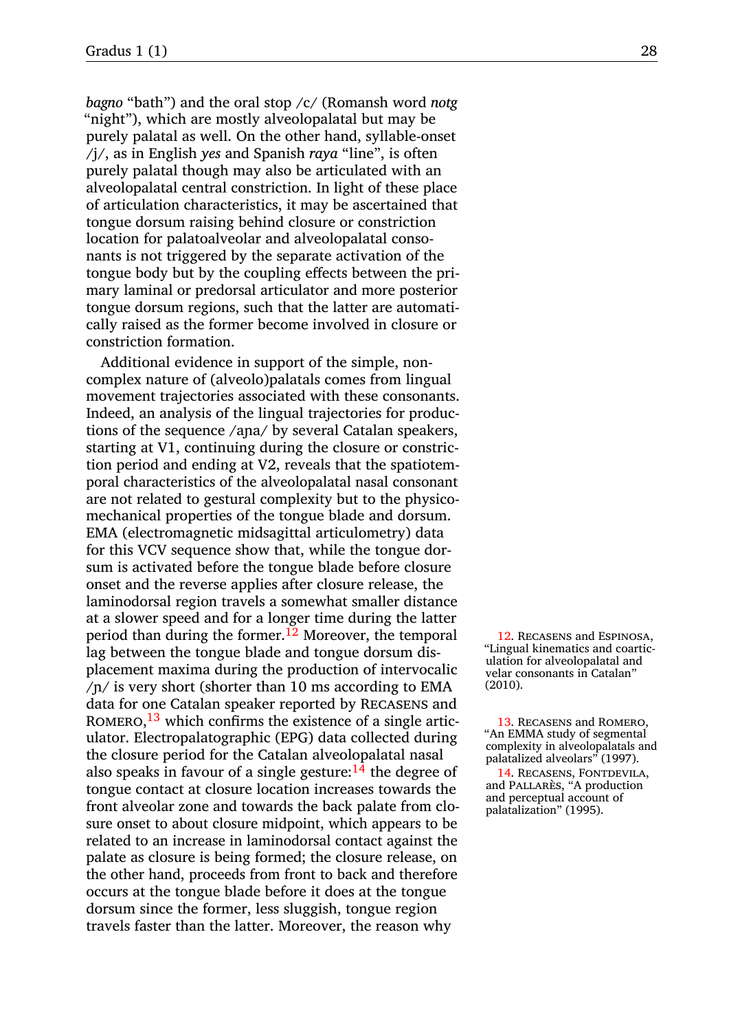*bagno* “bath”) and the oral stop /c/ (Romansh word *notg* “night”), which are mostly alveolopalatal but may be purely palatal as well. On the other hand, syllable-onset /j/, as in English *yes* and Spanish *raya* “line”, is often purely palatal though may also be articulated with an alveolopalatal central constriction. In light of these place of articulation characteristics, it may be ascertained that tongue dorsum raising behind closure or constriction location for palatoalveolar and alveolopalatal consonants is not triggered by the separate activation of the tongue body but by the coupling effects between the primary laminal or predorsal articulator and more posterior tongue dorsum regions, such that the latter are automatically raised as the former become involved in closure or constriction formation.

Additional evidence in support of the simple, non-complex nature of (alveolo)palatals comes from lingual movement trajectories associated with these consonants. Indeed, an analysis of the lingual trajectories for productions of the sequence /aɲa/ by several Catalan speakers, starting at V1, continuing during the closure or constriction period and ending at V2, reveals that the spatiotemporal characteristics of the alveolopalatal nasal consonant are not related to gestural complexity but to the physicomechanical properties of the tongue blade and dorsum. EMA (electromagnetic midsagittal articulometry) data for this VCV sequence show that, while the tongue dorsum is activated before the tongue blade before closure onset and the reverse applies after closure release, the laminodorsal region travels a somewhat smaller distance at a slower speed and for a longer time during the latter period than during the former.[12] Moreover, the temporal lag between the tongue blade and tongue dorsum displacement maxima during the production of intervocalic /ɲ/ is very short (shorter than 10 ms according to EMA data for one Catalan speaker reported by Recasens and Romero,[13] which confirms the existence of a single articulator. Electropalatographic (EPG) data collected during the closure period for the Catalan alveolopalatal nasal also speaks in favour of a single gesture:[14] the degree of tongue contact at closure location increases towards the front alveolar zone and towards the back palate from closure onset to about closure midpoint, which appears to be related to an increase in laminodorsal contact against the palate as closure is being formed; the closure release, on the other hand, proceeds from front to back and therefore occurs at the tongue blade before it does at the tongue dorsum since the former, less sluggish, tongue region travels faster than the latter. Moreover, the reason why

12. Recasens and Espinosa, “Lingual kinematics and coarticulation for alveolopalatal and velar consonants in Catalan” (2010).

13. Recasens and Romero, “An EMMA study of segmental complexity in alveolopalatals and palatalized alveolars” (1997).

14. Recasens, Fontdevila, and Pallarès, “A production and perceptual account of palatalization” (1995).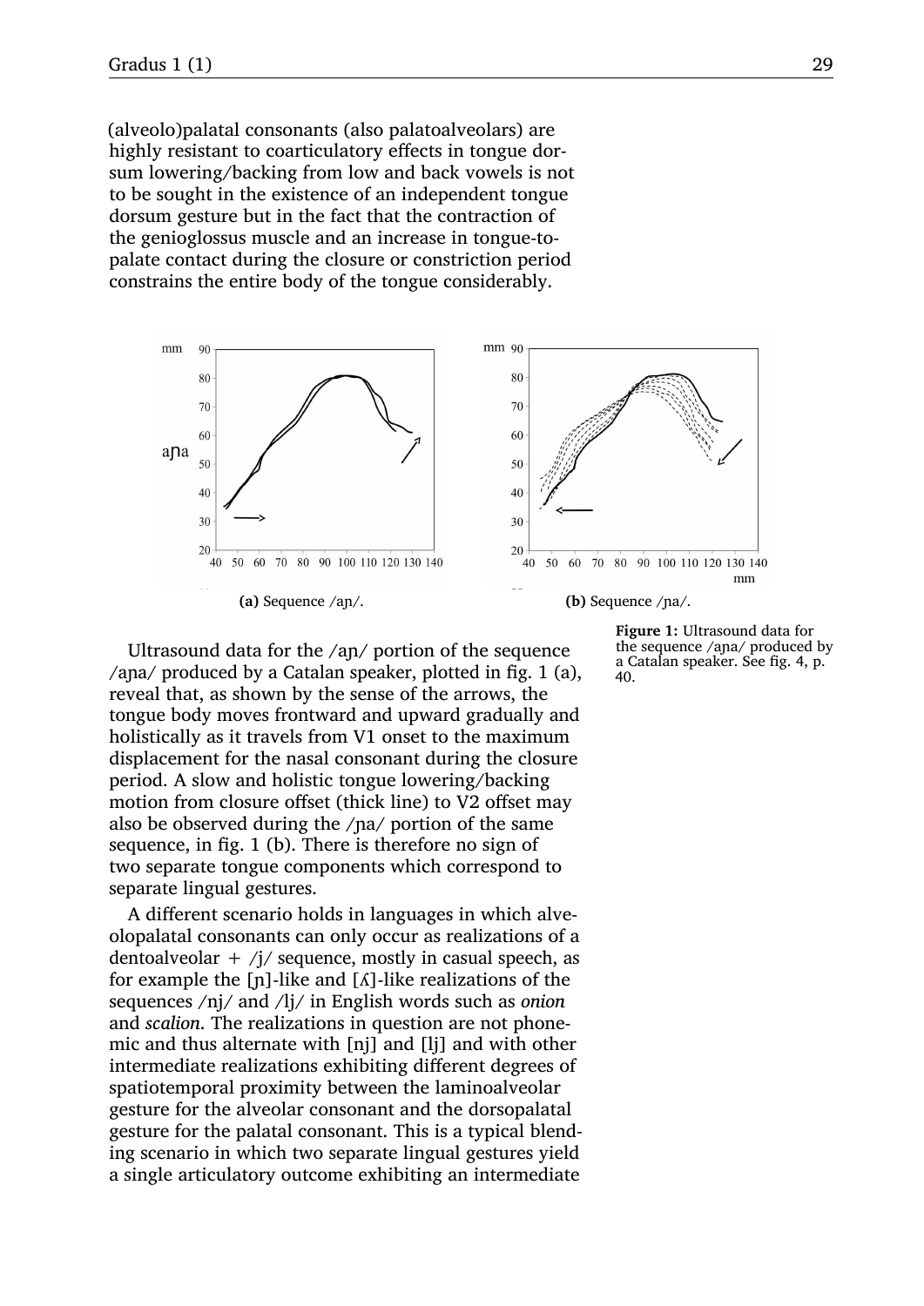(alveolo)palatal consonants (also palatoalveolars) are highly resistant to coarticulatory effects in tongue dorsum lowering/backing from low and back vowels is not to be sought in the existence of an independent tongue dorsum gesture but in the fact that the contraction of the genioglossus muscle and an increase in tongue-to-palate contact during the closure or constriction period constrains the entire body of the tongue considerably.

mm
90
80
70
60
aɲa
50
40
30
20
40 50 60 70 80 90 100 110 120 130 140

**(a)** Sequence /aɲ/.

mm
90
80
70
60
50
40
30
20
40 50 60 70 80 90 100 110 120 130 140
mm

**(b)** Sequence /ɲa/.

**Figure 1:** Ultrasound data for the sequence /aɲa/ produced by a Catalan speaker. See fig. 4, p. 40.

Ultrasound data for the /aɲ/ portion of the sequence /aɲa/ produced by a Catalan speaker, plotted in fig. 1 (a), reveal that, as shown by the sense of the arrows, the tongue body moves frontward and upward gradually and holistically as it travels from V1 onset to the maximum displacement for the nasal consonant during the closure period. A slow and holistic tongue lowering/backing motion from closure offset (thick line) to V2 offset may also be observed during the /ɲa/ portion of the same sequence, in fig. 1 (b). There is therefore no sign of two separate tongue components which correspond to separate lingual gestures.

A different scenario holds in languages in which alveolopalatal consonants can only occur as realizations of a dentoalveolar + /j/ sequence, mostly in casual speech, as for example the [ɲ]-like and [ʎ]-like realizations of the sequences /nj/ and /lj/ in English words such as *onion* and *scalion*. The realizations in question are not phonemic and thus alternate with [nj] and [lj] and with other intermediate realizations exhibiting different degrees of spatiotemporal proximity between the laminoalveolar gesture for the alveolar consonant and the dorsopalatal gesture for the palatal consonant. This is a typical blending scenario in which two separate lingual gestures yield a single articulatory outcome exhibiting an intermediate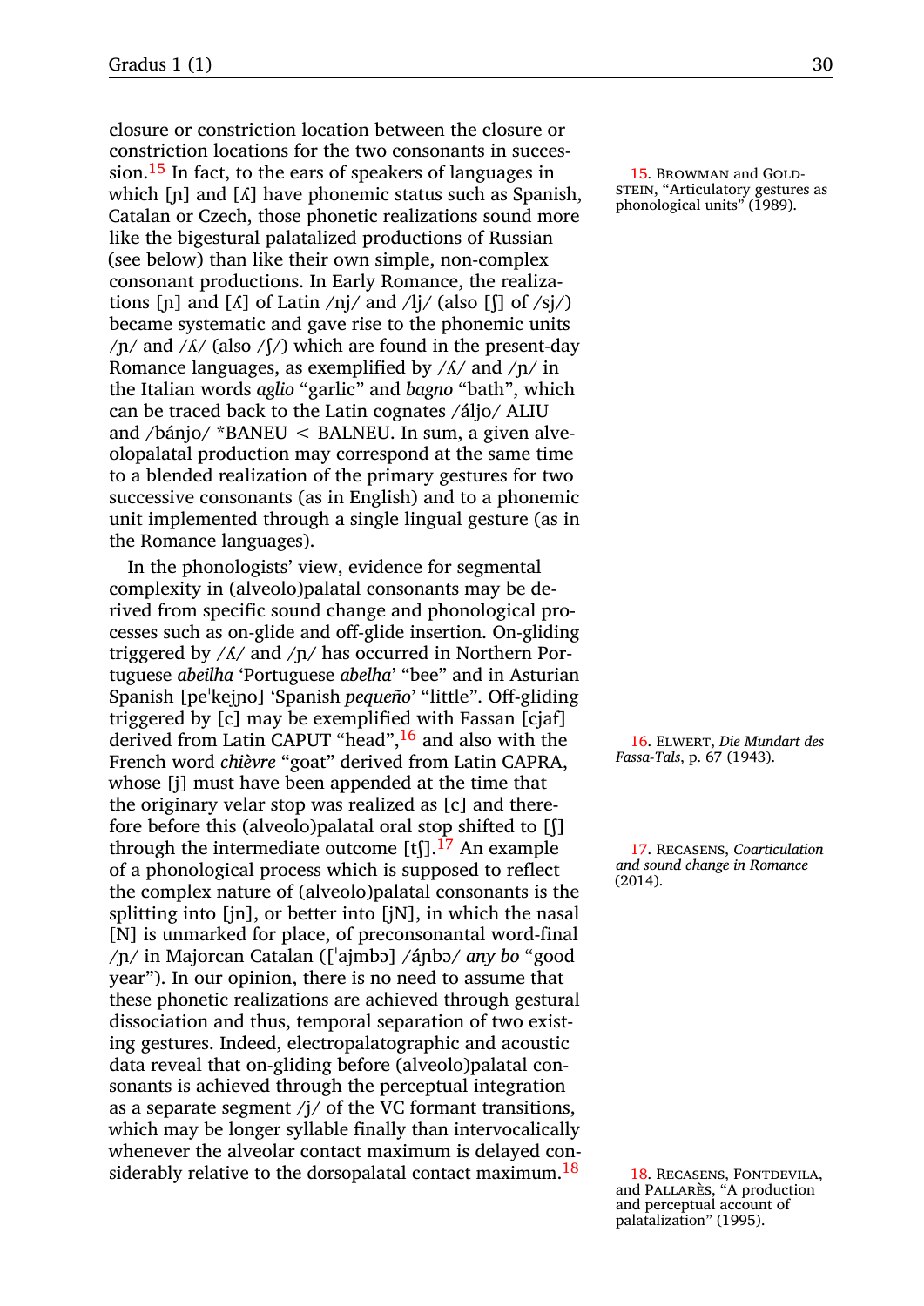closure or constriction location between the closure or constriction locations for the two consonants in succession.[15] In fact, to the ears of speakers of languages in which [ɲ] and [ʎ] have phonemic status such as Spanish, Catalan or Czech, those phonetic realizations sound more like the bigestural palatalized productions of Russian (see below) than like their own simple, non-complex consonant productions. In Early Romance, the realizations [ɲ] and [ʎ] of Latin /nj/ and /lj/ (also [ʃ] of /sj/) became systematic and gave rise to the phonemic units /ɲ/ and /ʎ/ (also /ʃ/) which are found in the present-day Romance languages, as exemplified by /ʎ/ and /ɲ/ in the Italian words *aglio* "garlic" and *bagno* "bath", which can be traced back to the Latin cognates /áljo/ ALIU and /bánjo/ *BANEU < BALNEU. In sum, a given alveolopalatal production may correspond at the same time to a blended realization of the primary gestures for two successive consonants (as in English) and to a phonemic unit implemented through a single lingual gesture (as in the Romance languages).

In the phonologists' view, evidence for segmental complexity in (alveolo)palatal consonants may be derived from specific sound change and phonological processes such as on-glide and off-glide insertion. On-gliding triggered by /ʎ/ and /ɲ/ has occurred in Northern Portuguese *abeilha* 'Portuguese *abelha*' "bee" and in Asturian Spanish [peˈkejɲo] 'Spanish *pequeño*' "little". Off-gliding triggered by [c] may be exemplified with Fassan [cjaf] derived from Latin CAPUT "head",[16] and also with the French word *chièvre* "goat" derived from Latin CAPRA, whose [j] must have been appended at the time that the originary velar stop was realized as [c] and therefore before this (alveolo)palatal oral stop shifted to [ʃ] through the intermediate outcome [tʃ].[17] An example of a phonological process which is supposed to reflect the complex nature of (alveolo)palatal consonants is the splitting into [jn], or better into [jN], in which the nasal [N] is unmarked for place, of preconsonantal word-final /ɲ/ in Majorcan Catalan ([ˈajmbɔ] /áɲbɔ/ *any bo* "good year"). In our opinion, there is no need to assume that these phonetic realizations are achieved through gestural dissociation and thus, temporal separation of two existing gestures. Indeed, electropalatographic and acoustic data reveal that on-gliding before (alveolo)palatal consonants is achieved through the perceptual integration as a separate segment /j/ of the VC formant transitions, which may be longer syllable finally than intervocalically whenever the alveolar contact maximum is delayed considerably relative to the dorsopalatal contact maximum.[18]

15. Browman and Goldstein, "Articulatory gestures as phonological units" (1989).

16. Elwert, *Die Mundart des Fassa-Tals*, p. 67 (1943).

17. Recasens, *Coarticulation and sound change in Romance* (2014).

18. Recasens, Fontdevila, and Pallarès, "A production and perceptual account of palatalization" (1995).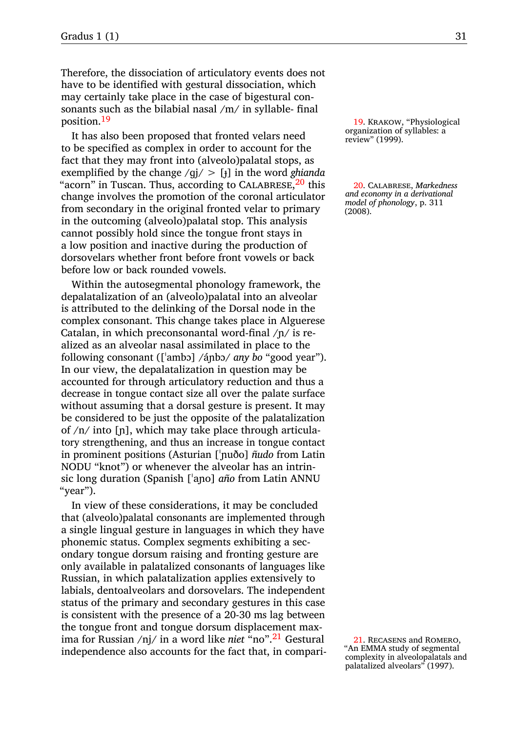Therefore, the dissociation of articulatory events does not have to be identified with gestural dissociation, which may certainly take place in the case of bigestural consonants such as the bilabial nasal /m/ in syllable- final position.[19]

It has also been proposed that fronted velars need to be specified as complex in order to account for the fact that they may front into (alveolo)palatal stops, as exemplified by the change /gj/ > [ɟ] in the word *ghianda* "acorn" in Tuscan. Thus, according to Calabrese,[20] this change involves the promotion of the coronal articulator from secondary in the original fronted velar to primary in the outcoming (alveolo)palatal stop. This analysis cannot possibly hold since the tongue front stays in a low position and inactive during the production of dorsovelars whether front before front vowels or back before low or back rounded vowels.

Within the autosegmental phonology framework, the depalatalization of an (alveolo)palatal into an alveolar is attributed to the delinking of the Dorsal node in the complex consonant. This change takes place in Alguerese Catalan, in which preconsonantal word-final /ɲ/ is realized as an alveolar nasal assimilated in place to the following consonant ([ˈambɔ] /áɲbɔ/ *any bo* "good year"). In our view, the depalatalization in question may be accounted for through articulatory reduction and thus a decrease in tongue contact size all over the palate surface without assuming that a dorsal gesture is present. It may be considered to be just the opposite of the palatalization of /n/ into [ɲ], which may take place through articulatory strengthening, and thus an increase in tongue contact in prominent positions (Asturian [ˈɲuðo] *ñudo* from Latin NODU "knot") or whenever the alveolar has an intrinsic long duration (Spanish [ˈaɲo] *año* from Latin ANNU "year").

In view of these considerations, it may be concluded that (alveolo)palatal consonants are implemented through a single lingual gesture in languages in which they have phonemic status. Complex segments exhibiting a secondary tongue dorsum raising and fronting gesture are only available in palatalized consonants of languages like Russian, in which palatalization applies extensively to labials, dentoalveolars and dorsovelars. The independent status of the primary and secondary gestures in this case is consistent with the presence of a 20-30 ms lag between the tongue front and tongue dorsum displacement maxima for Russian /nj/ in a word like *niet* "no".[21] Gestural independence also accounts for the fact that, in compari-

19. Krakow, "Physiological organization of syllables: a review" (1999).

20. Calabrese, *Markedness and economy in a derivational model of phonology*, p. 311 (2008).

21. Recasens and Romero, "An EMMA study of segmental complexity in alveolopalatals and palatalized alveolars" (1997).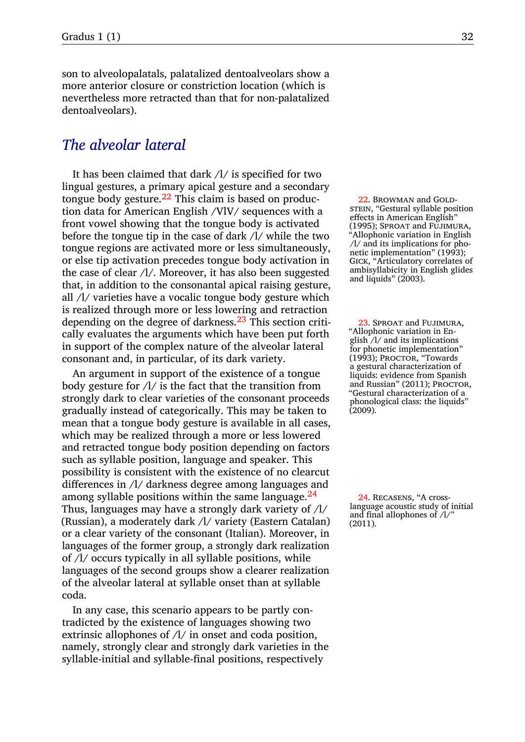son to alveolopalatals, palatalized dentoalveolars show a more anterior closure or constriction location (which is nevertheless more retracted than that for non-palatalized dentoalveolars).

## *The alveolar lateral*

It has been claimed that dark /l/ is specified for two lingual gestures, a primary apical gesture and a secondary tongue body gesture.[22] This claim is based on production data for American English /VlV/ sequences with a front vowel showing that the tongue body is activated before the tongue tip in the case of dark /l/ while the two tongue regions are activated more or less simultaneously, or else tip activation precedes tongue body activation in the case of clear /l/. Moreover, it has also been suggested that, in addition to the consonantal apical raising gesture, all /l/ varieties have a vocalic tongue body gesture which is realized through more or less lowering and retraction depending on the degree of darkness.[23] This section critically evaluates the arguments which have been put forth in support of the complex nature of the alveolar lateral consonant and, in particular, of its dark variety.

An argument in support of the existence of a tongue body gesture for /l/ is the fact that the transition from strongly dark to clear varieties of the consonant proceeds gradually instead of categorically. This may be taken to mean that a tongue body gesture is available in all cases, which may be realized through a more or less lowered and retracted tongue body position depending on factors such as syllable position, language and speaker. This possibility is consistent with the existence of no clearcut differences in /l/ darkness degree among languages and among syllable positions within the same language.[24] Thus, languages may have a strongly dark variety of /l/ (Russian), a moderately dark /l/ variety (Eastern Catalan) or a clear variety of the consonant (Italian). Moreover, in languages of the former group, a strongly dark realization of /l/ occurs typically in all syllable positions, while languages of the second groups show a clearer realization of the alveolar lateral at syllable onset than at syllable coda.

In any case, this scenario appears to be partly contradicted by the existence of languages showing two extrinsic allophones of /l/ in onset and coda position, namely, strongly clear and strongly dark varieties in the syllable-initial and syllable-final positions, respectively

22. Browman and Goldstein, "Gestural syllable position effects in American English" (1995); Sproat and Fujimura, "Allophonic variation in English /l/ and its implications for phonetic implementation" (1993); Gick, "Articulatory correlates of ambisyllabicity in English glides and liquids" (2003).

23. Sproat and Fujimura, "Allophonic variation in English /l/ and its implications for phonetic implementation" (1993); Proctor, "Towards a gestural characterization of liquids: evidence from Spanish and Russian" (2011); Proctor, "Gestural characterization of a phonological class: the liquids" (2009).

24. Recasens, "A cross-language acoustic study of initial and final allophones of /l/" (2011).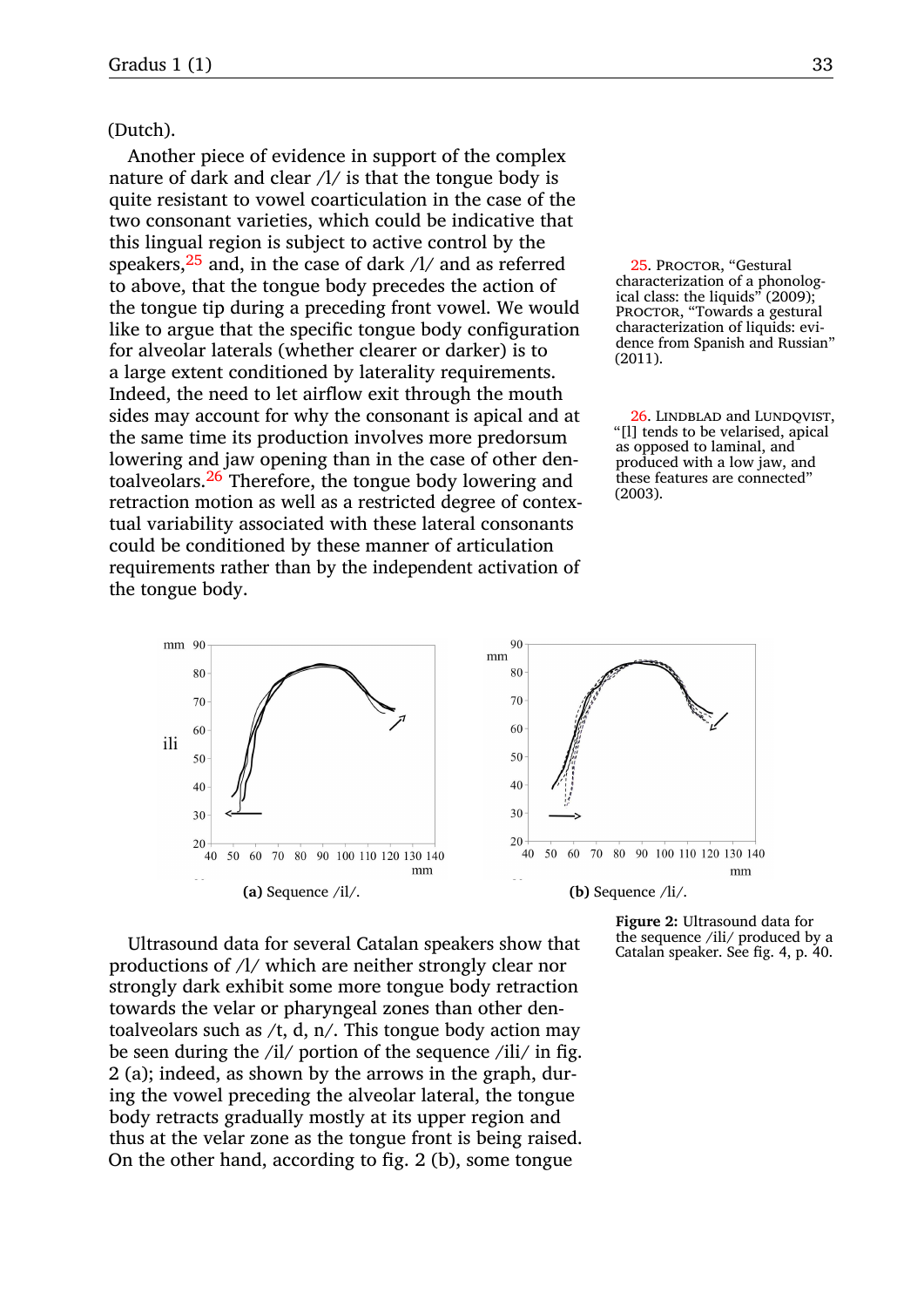(Dutch).

Another piece of evidence in support of the complex nature of dark and clear /l/ is that the tongue body is quite resistant to vowel coarticulation in the case of the two consonant varieties, which could be indicative that this lingual region is subject to active control by the speakers,[25] and, in the case of dark /l/ and as referred to above, that the tongue body precedes the action of the tongue tip during a preceding front vowel. We would like to argue that the specific tongue body configuration for alveolar laterals (whether clearer or darker) is to a large extent conditioned by laterality requirements. Indeed, the need to let airflow exit through the mouth sides may account for why the consonant is apical and at the same time its production involves more predorsum lowering and jaw opening than in the case of other dentoalveolars.[26] Therefore, the tongue body lowering and retraction motion as well as a restricted degree of contextual variability associated with these lateral consonants could be conditioned by these manner of articulation requirements rather than by the independent activation of the tongue body.

25. Proctor, "Gestural characterization of a phonological class: the liquids" (2009); Proctor, "Towards a gestural characterization of liquids: evidence from Spanish and Russian" (2011).

26. Lindblad and Lundqvist, "[l] tends to be velarised, apical as opposed to laminal, and produced with a low jaw, and these features are connected" (2003).

mm 90
80
70
60
50
40
30
20
ili
40 50 60 70 80 90 100 110 120 130 140
mm

**(a)** Sequence /il/.

90
mm
80
70
60
50
40
30
20
40 50 60 70 80 90 100 110 120 130 140
mm

**(b)** Sequence /li/.

**Figure 2:** Ultrasound data for the sequence /ili/ produced by a Catalan speaker. See fig. 4, p. 40.

Ultrasound data for several Catalan speakers show that productions of /l/ which are neither strongly clear nor strongly dark exhibit some more tongue body retraction towards the velar or pharyngeal zones than other dentoalveolars such as /t, d, n/. This tongue body action may be seen during the /il/ portion of the sequence /ili/ in fig. 2 (a); indeed, as shown by the arrows in the graph, during the vowel preceding the alveolar lateral, the tongue body retracts gradually mostly at its upper region and thus at the velar zone as the tongue front is being raised. On the other hand, according to fig. 2 (b), some tongue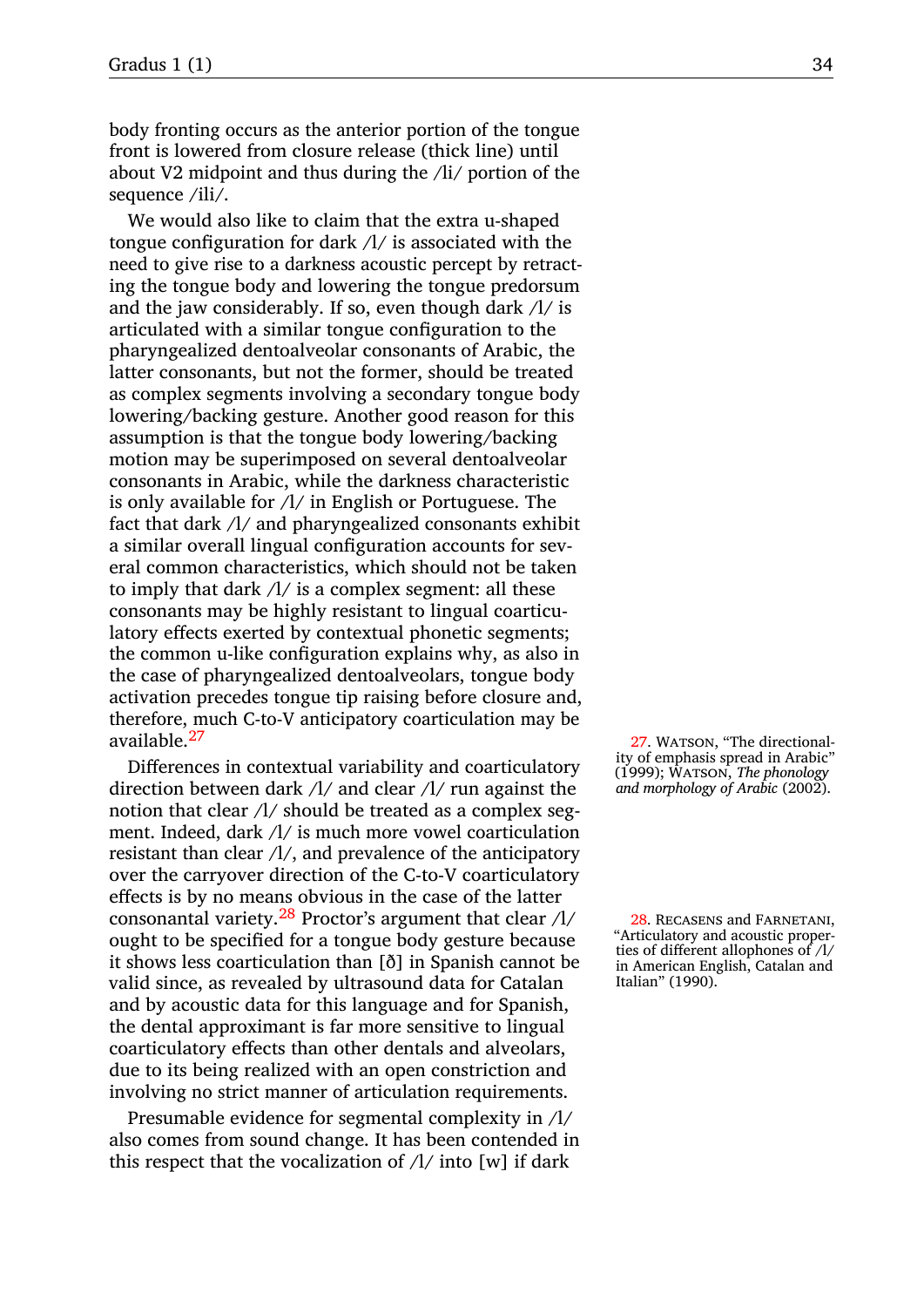body fronting occurs as the anterior portion of the tongue front is lowered from closure release (thick line) until about V2 midpoint and thus during the /li/ portion of the sequence /ili/.

We would also like to claim that the extra u-shaped tongue configuration for dark /l/ is associated with the need to give rise to a darkness acoustic percept by retracting the tongue body and lowering the tongue predorsum and the jaw considerably. If so, even though dark /l/ is articulated with a similar tongue configuration to the pharyngealized dentoalveolar consonants of Arabic, the latter consonants, but not the former, should be treated as complex segments involving a secondary tongue body lowering/backing gesture. Another good reason for this assumption is that the tongue body lowering/backing motion may be superimposed on several dentoalveolar consonants in Arabic, while the darkness characteristic is only available for /l/ in English or Portuguese. The fact that dark /l/ and pharyngealized consonants exhibit a similar overall lingual configuration accounts for several common characteristics, which should not be taken to imply that dark /l/ is a complex segment: all these consonants may be highly resistant to lingual coarticulatory effects exerted by contextual phonetic segments; the common u-like configuration explains why, as also in the case of pharyngealized dentoalveolars, tongue body activation precedes tongue tip raising before closure and, therefore, much C-to-V anticipatory coarticulation may be available.[27]

Differences in contextual variability and coarticulatory direction between dark /l/ and clear /l/ run against the notion that clear /l/ should be treated as a complex segment. Indeed, dark /l/ is much more vowel coarticulation resistant than clear /l/, and prevalence of the anticipatory over the carryover direction of the C-to-V coarticulatory effects is by no means obvious in the case of the latter consonantal variety.[28] Proctor's argument that clear /l/ ought to be specified for a tongue body gesture because it shows less coarticulation than [ð] in Spanish cannot be valid since, as revealed by ultrasound data for Catalan and by acoustic data for this language and for Spanish, the dental approximant is far more sensitive to lingual coarticulatory effects than other dentals and alveolars, due to its being realized with an open constriction and involving no strict manner of articulation requirements.

Presumable evidence for segmental complexity in /l/ also comes from sound change. It has been contended in this respect that the vocalization of /l/ into [w] if dark

27. Watson, "The directionality of emphasis spread in Arabic" (1999); Watson, *The phonology and morphology of Arabic* (2002).

28. Recasens and Farnetani, "Articulatory and acoustic properties of different allophones of /l/ in American English, Catalan and Italian" (1990).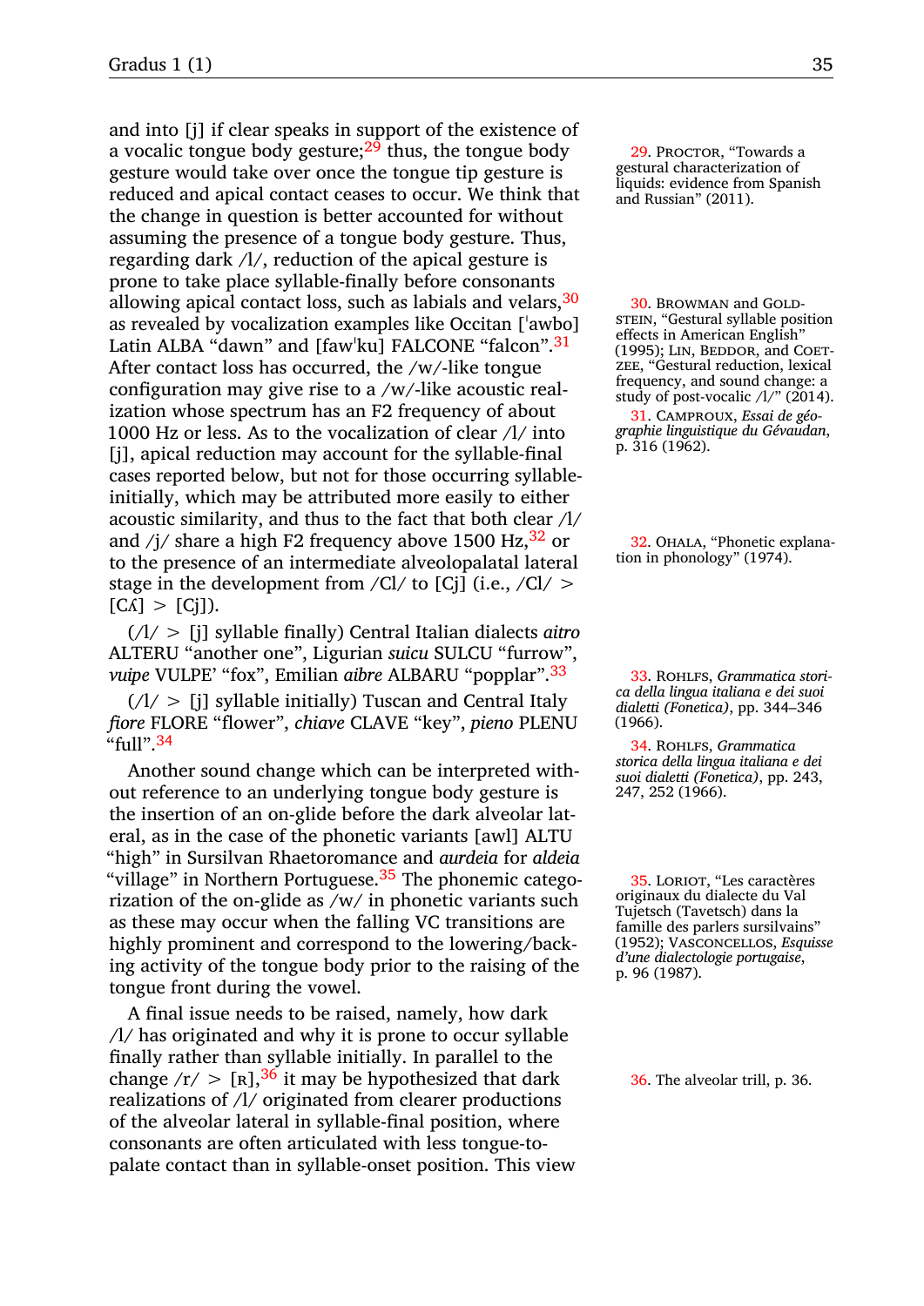and into [j] if clear speaks in support of the existence of a vocalic tongue body gesture;[29] thus, the tongue body gesture would take over once the tongue tip gesture is reduced and apical contact ceases to occur. We think that the change in question is better accounted for without assuming the presence of a tongue body gesture. Thus, regarding dark /l/, reduction of the apical gesture is prone to take place syllable-finally before consonants allowing apical contact loss, such as labials and velars,[30] as revealed by vocalization examples like Occitan [ˈawbo] Latin ALBA "dawn" and [fawˈku] FALCONE "falcon".[31] After contact loss has occurred, the /w/-like tongue configuration may give rise to a /w/-like acoustic realization whose spectrum has an F2 frequency of about 1000 Hz or less. As to the vocalization of clear /l/ into [j], apical reduction may account for the syllable-final cases reported below, but not for those occurring syllable-initially, which may be attributed more easily to either acoustic similarity, and thus to the fact that both clear /l/ and /j/ share a high F2 frequency above 1500 Hz,[32] or to the presence of an intermediate alveolopalatal lateral stage in the development from /Cl/ to [Cj] (i.e., /Cl/ > [Cʎ] > [Cj]).

(/l/ > [j] syllable finally) Central Italian dialects *aitro* ALTERU "another one", Ligurian *suicu* SULCU "furrow", *vuipe* VULPE' "fox", Emilian *aibre* ALBARU "popplar".[33]

(/l/ > [j] syllable initially) Tuscan and Central Italy *fiore* FLORE "flower", *chiave* CLAVE "key", *pieno* PLENU "full".[34]

Another sound change which can be interpreted without reference to an underlying tongue body gesture is the insertion of an on-glide before the dark alveolar lateral, as in the case of the phonetic variants [awl] ALTU "high" in Sursilvan Rhaetoromance and *aurdeia* for *aldeia* "village" in Northern Portuguese.[35] The phonemic categorization of the on-glide as /w/ in phonetic variants such as these may occur when the falling VC transitions are highly prominent and correspond to the lowering/backing activity of the tongue body prior to the raising of the tongue front during the vowel.

A final issue needs to be raised, namely, how dark /l/ has originated and why it is prone to occur syllable finally rather than syllable initially. In parallel to the change /r/ > [ʀ],[36] it may be hypothesized that dark realizations of /l/ originated from clearer productions of the alveolar lateral in syllable-final position, where consonants are often articulated with less tongue-to-palate contact than in syllable-onset position. This view

29. Proctor, "Towards a gestural characterization of liquids: evidence from Spanish and Russian" (2011).

30. Browman and Goldstein, "Gestural syllable position effects in American English" (1995); Lin, Beddor, and Coetzee, "Gestural reduction, lexical frequency, and sound change: a study of post-vocalic /l/" (2014).

31. Camproux, *Essai de géographie linguistique du Gévaudan*, p. 316 (1962).

32. Ohala, "Phonetic explanation in phonology" (1974).

33. Rohlfs, *Grammatica storica della lingua italiana e dei suoi dialetti (Fonetica)*, pp. 344–346 (1966).

34. Rohlfs, *Grammatica storica della lingua italiana e dei suoi dialetti (Fonetica)*, pp. 243, 247, 252 (1966).

35. Loriot, "Les caractères originaux du dialecte du Val Tujetsch (Tavetsch) dans la famille des parlers sursilvains" (1952); Vasconcellos, *Esquisse d'une dialectologie portugaise*, p. 96 (1987).

36. The alveolar trill, p. 36.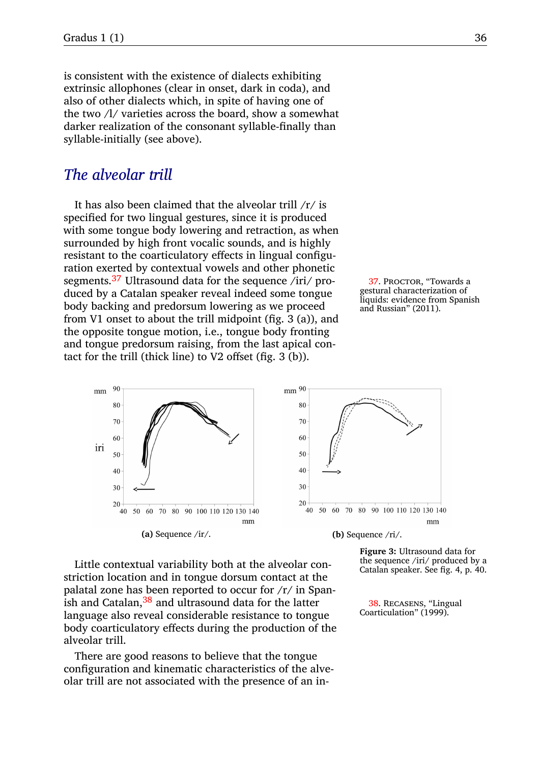is consistent with the existence of dialects exhibiting extrinsic allophones (clear in onset, dark in coda), and also of other dialects which, in spite of having one of the two /l/ varieties across the board, show a somewhat darker realization of the consonant syllable-finally than syllable-initially (see above).

## *The alveolar trill*

It has also been claimed that the alveolar trill /r/ is specified for two lingual gestures, since it is produced with some tongue body lowering and retraction, as when surrounded by high front vocalic sounds, and is highly resistant to the coarticulatory effects in lingual configuration exerted by contextual vowels and other phonetic segments.[37] Ultrasound data for the sequence /iri/ produced by a Catalan speaker reveal indeed some tongue body backing and predorsum lowering as we proceed from V1 onset to about the trill midpoint (fig. 3 (a)), and the opposite tongue motion, i.e., tongue body fronting and tongue predorsum raising, from the last apical contact for the trill (thick line) to V2 offset (fig. 3 (b)).

37. Proctor, "Towards a gestural characterization of liquids: evidence from Spanish and Russian" (2011).

mm
90
80
70
60
iri
50
40
30
20
40 50 60 70 80 90 100 110 120 130 140
mm

**(a)** Sequence /ir/.

mm
90
80
70
60
50
40
30
20
40 50 60 70 80 90 100 110 120 130 140
mm

**(b)** Sequence /ri/.

**Figure 3:** Ultrasound data for the sequence /iri/ produced by a Catalan speaker. See fig. 4, p. 40.

Little contextual variability both at the alveolar constriction location and in tongue dorsum contact at the palatal zone has been reported to occur for /r/ in Spanish and Catalan,[38] and ultrasound data for the latter language also reveal considerable resistance to tongue body coarticulatory effects during the production of the alveolar trill.

38. Recasens, "Lingual Coarticulation" (1999).

There are good reasons to believe that the tongue configuration and kinematic characteristics of the alveolar trill are not associated with the presence of an in-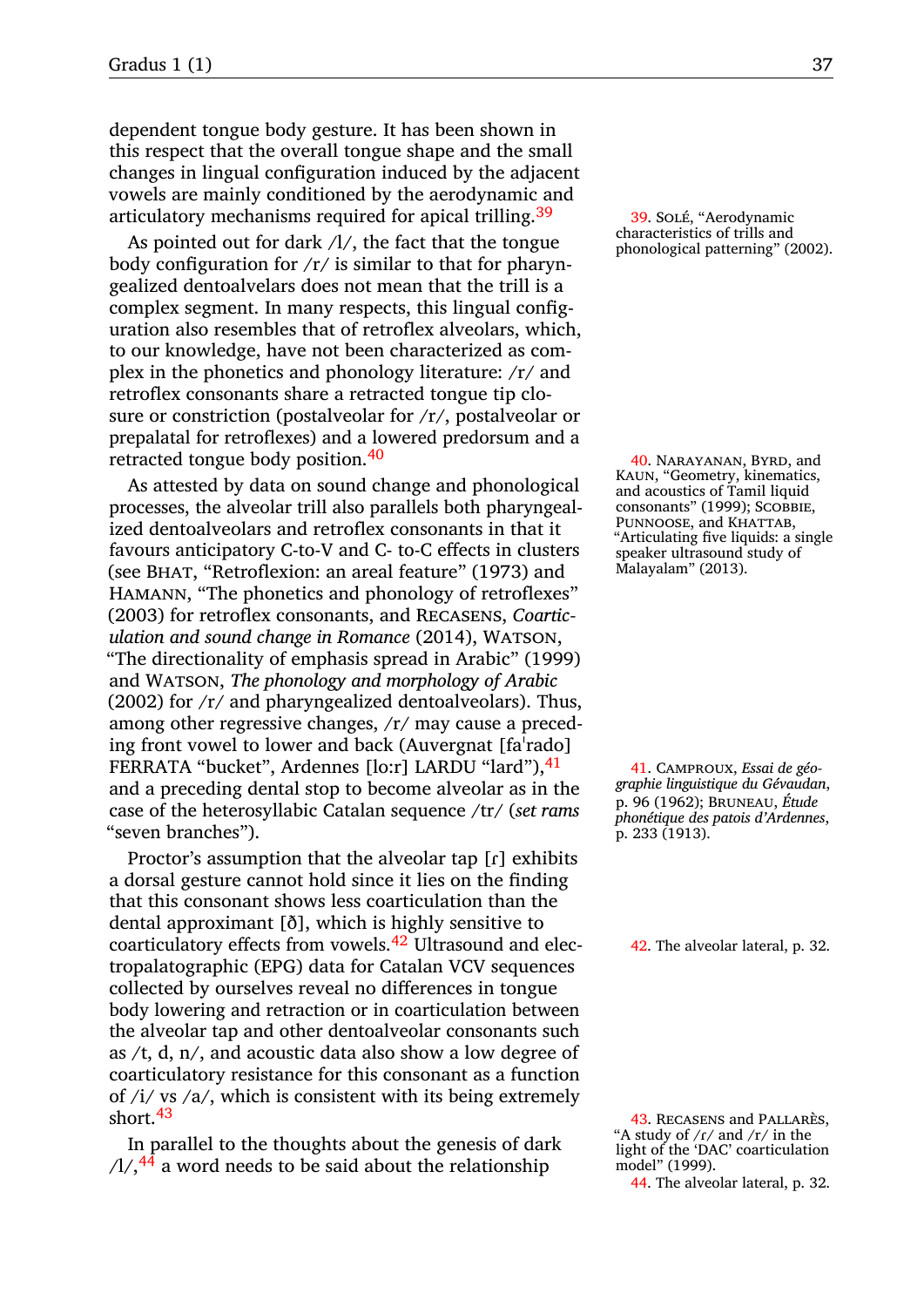dependent tongue body gesture. It has been shown in this respect that the overall tongue shape and the small changes in lingual configuration induced by the adjacent vowels are mainly conditioned by the aerodynamic and articulatory mechanisms required for apical trilling.[39]

As pointed out for dark /l/, the fact that the tongue body configuration for /r/ is similar to that for pharyngealized dentoalveolars does not mean that the trill is a complex segment. In many respects, this lingual configuration also resembles that of retroflex alveolars, which, to our knowledge, have not been characterized as complex in the phonetics and phonology literature: /r/ and retroflex consonants share a retracted tongue tip closure or constriction (postalveolar for /r/, postalveolar or prepalatal for retroflexes) and a lowered predorsum and a retracted tongue body position.[40]

As attested by data on sound change and phonological processes, the alveolar trill also parallels both pharyngealized dentoalveolars and retroflex consonants in that it favours anticipatory C-to-V and C- to-C effects in clusters (see BHAT, "Retroflexion: an areal feature" (1973) and HAMANN, "The phonetics and phonology of retroflexes" (2003) for retroflex consonants, and RECASENS, *Coarticulation and sound change in Romance* (2014), WATSON, "The directionality of emphasis spread in Arabic" (1999) and WATSON, *The phonology and morphology of Arabic* (2002) for /r/ and pharyngealized dentoalveolars). Thus, among other regressive changes, /r/ may cause a preceding front vowel to lower and back (Auvergnat [faˈrado] FERRATA "bucket", Ardennes [lo:r] LARDU "lard"),[41] and a preceding dental stop to become alveolar as in the case of the heterosyllabic Catalan sequence /tr/ (*set rams* "seven branches").

Proctor's assumption that the alveolar tap [ɾ] exhibits a dorsal gesture cannot hold since it lies on the finding that this consonant shows less coarticulation than the dental approximant [ð], which is highly sensitive to coarticulatory effects from vowels.[42] Ultrasound and electropalatographic (EPG) data for Catalan VCV sequences collected by ourselves reveal no differences in tongue body lowering and retraction or in coarticulation between the alveolar tap and other dentoalveolar consonants such as /t, d, n/, and acoustic data also show a low degree of coarticulatory resistance for this consonant as a function of /i/ vs /a/, which is consistent with its being extremely short.[43]

In parallel to the thoughts about the genesis of dark /l/,[44] a word needs to be said about the relationship

---

39. SOLÉ, "Aerodynamic characteristics of trills and phonological patterning" (2002).

40. NARAYANAN, BYRD, and KAUN, "Geometry, kinematics, and acoustics of Tamil liquid consonants" (1999); SCOBBIE, PUNNOOSE, and KHATTAB, "Articulating five liquids: a single speaker ultrasound study of Malayalam" (2013).

41. CAMPROUX, *Essai de géographie linguistique du Gévaudan*, p. 96 (1962); BRUNEAU, *Étude phonétique des patois d'Ardennes*, p. 233 (1913).

42. The alveolar lateral, p. 32.

43. RECASENS and PALLARÈS, "A study of /ɾ/ and /r/ in the light of the 'DAC' coarticulation model" (1999).

44. The alveolar lateral, p. 32.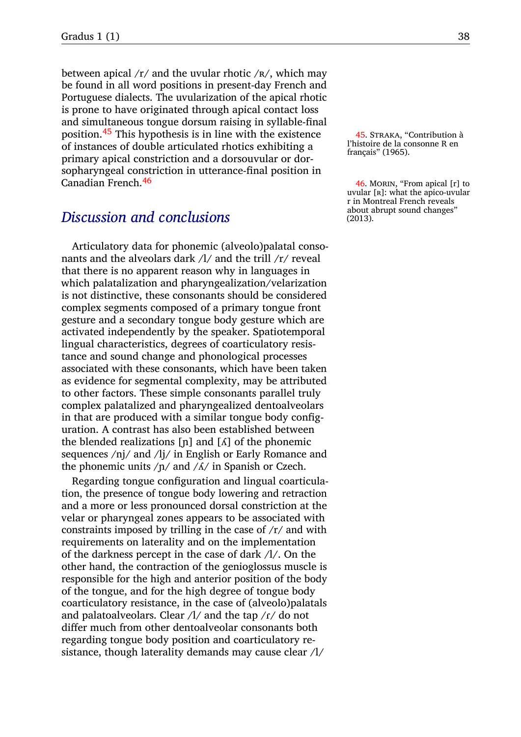between apical /r/ and the uvular rhotic /ʀ/, which may be found in all word positions in present-day French and Portuguese dialects. The uvularization of the apical rhotic is prone to have originated through apical contact loss and simultaneous tongue dorsum raising in syllable-final position.[45] This hypothesis is in line with the existence of instances of double articulated rhotics exhibiting a primary apical constriction and a dorsouvular or dorsopharyngeal constriction in utterance-final position in Canadian French.[46]

[45]. Straka, “Contribution à l’histoire de la consonne R en français” (1965).

[46]. Morin, “From apical [r] to uvular [ʀ]: what the apico-uvular r in Montreal French reveals about abrupt sound changes” (2013).

## *Discussion and conclusions*

Articulatory data for phonemic (alveolo)palatal consonants and the alveolars dark /l/ and the trill /r/ reveal that there is no apparent reason why in languages in which palatalization and pharyngealization/velarization is not distinctive, these consonants should be considered complex segments composed of a primary tongue front gesture and a secondary tongue body gesture which are activated independently by the speaker. Spatiotemporal lingual characteristics, degrees of coarticulatory resistance and sound change and phonological processes associated with these consonants, which have been taken as evidence for segmental complexity, may be attributed to other factors. These simple consonants parallel truly complex palatalized and pharyngealized dentoalveolars in that are produced with a similar tongue body configuration. A contrast has also been established between the blended realizations [ɲ] and [ʎ] of the phonemic sequences /nj/ and /lj/ in English or Early Romance and the phonemic units /ɲ/ and /ʎ/ in Spanish or Czech.

Regarding tongue configuration and lingual coarticulation, the presence of tongue body lowering and retraction and a more or less pronounced dorsal constriction at the velar or pharyngeal zones appears to be associated with constraints imposed by trilling in the case of /r/ and with requirements on laterality and on the implementation of the darkness percept in the case of dark /l/. On the other hand, the contraction of the genioglossus muscle is responsible for the high and anterior position of the body of the tongue, and for the high degree of tongue body coarticulatory resistance, in the case of (alveolo)palatals and palatoalveolars. Clear /l/ and the tap /ɾ/ do not differ much from other dentoalveolar consonants both regarding tongue body position and coarticulatory resistance, though laterality demands may cause clear /l/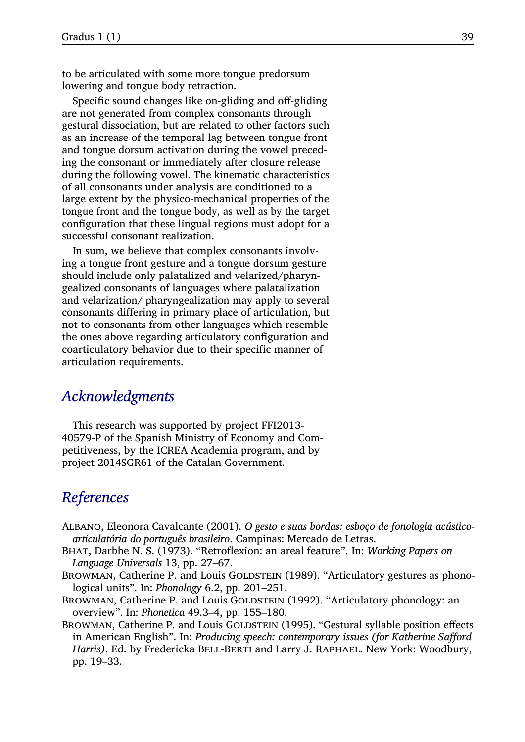to be articulated with some more tongue predorsum lowering and tongue body retraction.

Specific sound changes like on-gliding and off-gliding are not generated from complex consonants through gestural dissociation, but are related to other factors such as an increase of the temporal lag between tongue front and tongue dorsum activation during the vowel preceding the consonant or immediately after closure release during the following vowel. The kinematic characteristics of all consonants under analysis are conditioned to a large extent by the physico-mechanical properties of the tongue front and the tongue body, as well as by the target configuration that these lingual regions must adopt for a successful consonant realization.

In sum, we believe that complex consonants involving a tongue front gesture and a tongue dorsum gesture should include only palatalized and velarized/pharyngealized consonants of languages where palatalization and velarization/ pharyngealization may apply to several consonants differing in primary place of articulation, but not to consonants from other languages which resemble the ones above regarding articulatory configuration and coarticulatory behavior due to their specific manner of articulation requirements.

## Acknowledgments

This research was supported by project FFI2013-40579-P of the Spanish Ministry of Economy and Competitiveness, by the ICREA Academia program, and by project 2014SGR61 of the Catalan Government.

## References

ALBANO, Eleonora Cavalcante (2001). *O gesto e suas bordas: esboço de fonologia acústico-articulatória do português brasileiro*. Campinas: Mercado de Letras.

BHAT, Darbhe N. S. (1973). "Retroflexion: an areal feature". In: *Working Papers on Language Universals* 13, pp. 27–67.

BROWMAN, Catherine P. and Louis GOLDSTEIN (1989). "Articulatory gestures as phonological units". In: *Phonology* 6.2, pp. 201–251.

BROWMAN, Catherine P. and Louis GOLDSTEIN (1992). "Articulatory phonology: an overview". In: *Phonetica* 49.3–4, pp. 155–180.

BROWMAN, Catherine P. and Louis GOLDSTEIN (1995). "Gestural syllable position effects in American English". In: *Producing speech: contemporary issues (for Katherine Safford Harris)*. Ed. by Fredericka BELL-BERTI and Larry J. RAPHAEL. New York: Woodbury, pp. 19–33.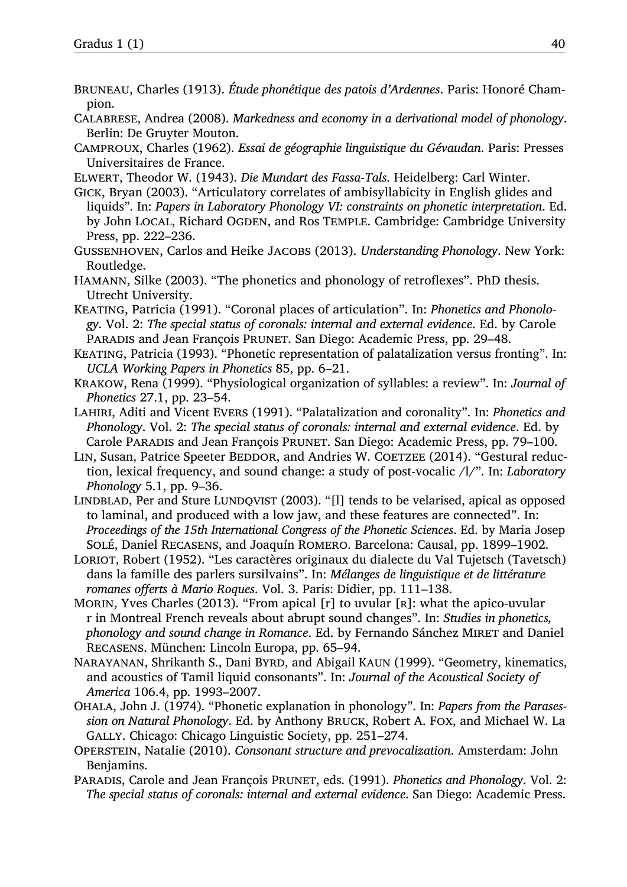Bruneau, Charles (1913). *Étude phonétique des patois d'Ardennes*. Paris: Honoré Champion.

Calabrese, Andrea (2008). *Markedness and economy in a derivational model of phonology*. Berlin: De Gruyter Mouton.

Camproux, Charles (1962). *Essai de géographie linguistique du Gévaudan*. Paris: Presses Universitaires de France.

Elwert, Theodor W. (1943). *Die Mundart des Fassa-Tals*. Heidelberg: Carl Winter.

Gick, Bryan (2003). "Articulatory correlates of ambisyllabicity in English glides and liquids". In: *Papers in Laboratory Phonology VI: constraints on phonetic interpretation*. Ed. by John Local, Richard Ogden, and Ros Temple. Cambridge: Cambridge University Press, pp. 222–236.

Gussenhoven, Carlos and Heike Jacobs (2013). *Understanding Phonology*. New York: Routledge.

Hamann, Silke (2003). "The phonetics and phonology of retroflexes". PhD thesis. Utrecht University.

Keating, Patricia (1991). "Coronal places of articulation". In: *Phonetics and Phonology*. Vol. 2: *The special status of coronals: internal and external evidence*. Ed. by Carole Paradis and Jean François Prunet. San Diego: Academic Press, pp. 29–48.

Keating, Patricia (1993). "Phonetic representation of palatalization versus fronting". In: *UCLA Working Papers in Phonetics* 85, pp. 6–21.

Krakow, Rena (1999). "Physiological organization of syllables: a review". In: *Journal of Phonetics* 27.1, pp. 23–54.

Lahiri, Aditi and Vicent Evers (1991). "Palatalization and coronality". In: *Phonetics and Phonology*. Vol. 2: *The special status of coronals: internal and external evidence*. Ed. by Carole Paradis and Jean François Prunet. San Diego: Academic Press, pp. 79–100.

Lin, Susan, Patrice Speeter Beddor, and Andries W. Coetzee (2014). "Gestural reduction, lexical frequency, and sound change: a study of post-vocalic /l/". In: *Laboratory Phonology* 5.1, pp. 9–36.

Lindblad, Per and Sture Lundqvist (2003). "[l] tends to be velarised, apical as opposed to laminal, and produced with a low jaw, and these features are connected". In: *Proceedings of the 15th International Congress of the Phonetic Sciences*. Ed. by Maria Josep Solé, Daniel Recasens, and Joaquín Romero. Barcelona: Causal, pp. 1899–1902.

Loriot, Robert (1952). "Les caractères originaux du dialecte du Val Tujetsch (Tavetsch) dans la famille des parlers sursilvains". In: *Mélanges de linguistique et de littérature romanes offerts à Mario Roques*. Vol. 3. Paris: Didier, pp. 111–138.

Morin, Yves Charles (2013). "From apical [r] to uvular [ʀ]: what the apico-uvular r in Montreal French reveals about abrupt sound changes". In: *Studies in phonetics, phonology and sound change in Romance*. Ed. by Fernando Sánchez Miret and Daniel Recasens. München: Lincoln Europa, pp. 65–94.

Narayanan, Shrikanth S., Dani Byrd, and Abigail Kaun (1999). "Geometry, kinematics, and acoustics of Tamil liquid consonants". In: *Journal of the Acoustical Society of America* 106.4, pp. 1993–2007.

Ohala, John J. (1974). "Phonetic explanation in phonology". In: *Papers from the Parasession on Natural Phonology*. Ed. by Anthony Bruck, Robert A. Fox, and Michael W. La Gally. Chicago: Chicago Linguistic Society, pp. 251–274.

Operstein, Natalie (2010). *Consonant structure and prevocalization*. Amsterdam: John Benjamins.

Paradis, Carole and Jean François Prunet, eds. (1991). *Phonetics and Phonology*. Vol. 2: *The special status of coronals: internal and external evidence*. San Diego: Academic Press.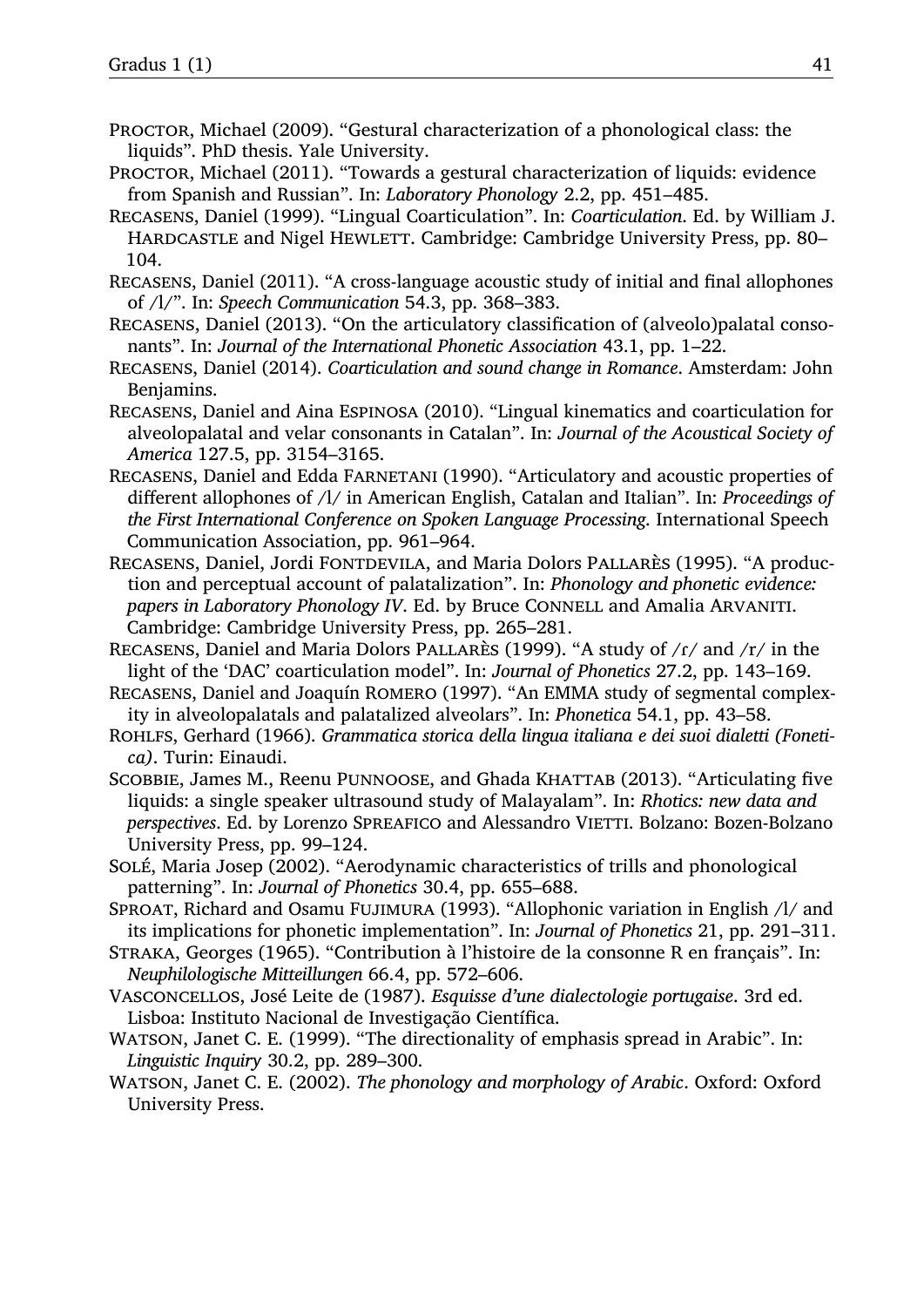PROCTOR, Michael (2009). "Gestural characterization of a phonological class: the liquids". PhD thesis. Yale University.

PROCTOR, Michael (2011). "Towards a gestural characterization of liquids: evidence from Spanish and Russian". In: *Laboratory Phonology* 2.2, pp. 451–485.

RECASENS, Daniel (1999). "Lingual Coarticulation". In: *Coarticulation*. Ed. by William J. HARDCASTLE and Nigel HEWLETT. Cambridge: Cambridge University Press, pp. 80–104.

RECASENS, Daniel (2011). "A cross-language acoustic study of initial and final allophones of /l/". In: *Speech Communication* 54.3, pp. 368–383.

RECASENS, Daniel (2013). "On the articulatory classification of (alveolo)palatal consonants". In: *Journal of the International Phonetic Association* 43.1, pp. 1–22.

RECASENS, Daniel (2014). *Coarticulation and sound change in Romance*. Amsterdam: John Benjamins.

RECASENS, Daniel and Aina ESPINOSA (2010). "Lingual kinematics and coarticulation for alveolopalatal and velar consonants in Catalan". In: *Journal of the Acoustical Society of America* 127.5, pp. 3154–3165.

RECASENS, Daniel and Edda FARNETANI (1990). "Articulatory and acoustic properties of different allophones of /l/ in American English, Catalan and Italian". In: *Proceedings of the First International Conference on Spoken Language Processing*. International Speech Communication Association, pp. 961–964.

RECASENS, Daniel, Jordi FONTDEVILA, and Maria Dolors PALLARÈS (1995). "A production and perceptual account of palatalization". In: *Phonology and phonetic evidence: papers in Laboratory Phonology IV*. Ed. by Bruce CONNELL and Amalia ARVANITI. Cambridge: Cambridge University Press, pp. 265–281.

RECASENS, Daniel and Maria Dolors PALLARÈS (1999). "A study of /ɾ/ and /r/ in the light of the 'DAC' coarticulation model". In: *Journal of Phonetics* 27.2, pp. 143–169.

RECASENS, Daniel and Joaquín ROMERO (1997). "An EMMA study of segmental complexity in alveolopalatals and palatalized alveolars". In: *Phonetica* 54.1, pp. 43–58.

ROHLFS, Gerhard (1966). *Grammatica storica della lingua italiana e dei suoi dialetti (Fonetica)*. Turin: Einaudi.

SCOBBIE, James M., Reenu PUNNOOSE, and Ghada KHATTAB (2013). "Articulating five liquids: a single speaker ultrasound study of Malayalam". In: *Rhotics: new data and perspectives*. Ed. by Lorenzo SPREAFICO and Alessandro VIETTI. Bolzano: Bozen-Bolzano University Press, pp. 99–124.

SOLÉ, Maria Josep (2002). "Aerodynamic characteristics of trills and phonological patterning". In: *Journal of Phonetics* 30.4, pp. 655–688.

SPROAT, Richard and Osamu FUJIMURA (1993). "Allophonic variation in English /l/ and its implications for phonetic implementation". In: *Journal of Phonetics* 21, pp. 291–311.

STRAKA, Georges (1965). "Contribution à l'histoire de la consonne R en français". In: *Neuphilologische Mitteillungen* 66.4, pp. 572–606.

VASCONCELLOS, José Leite de (1987). *Esquisse d'une dialectologie portugaise*. 3rd ed. Lisboa: Instituto Nacional de Investigação Científica.

WATSON, Janet C. E. (1999). "The directionality of emphasis spread in Arabic". In: *Linguistic Inquiry* 30.2, pp. 289–300.

WATSON, Janet C. E. (2002). *The phonology and morphology of Arabic*. Oxford: Oxford University Press.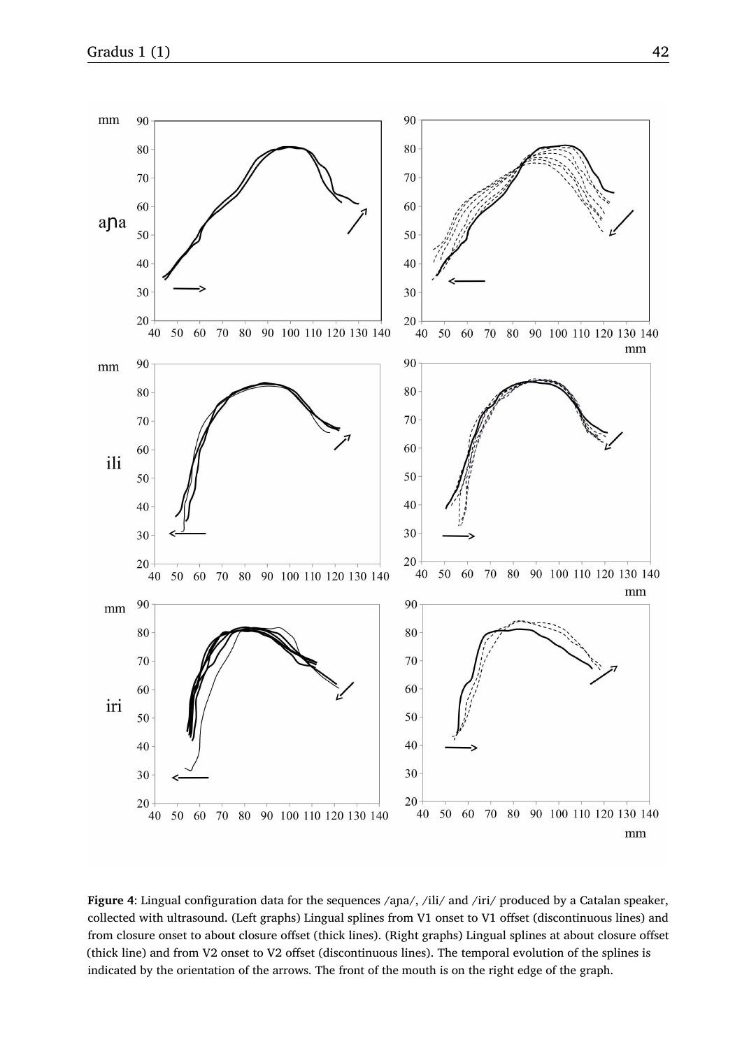mm

90

80

70

60

aɲa

50

40

30

20

40 50 60 70 80 90 100 110 120 130 140

90

80

70

60

50

40

30

20

40 50 60 70 80 90 100 110 120 130 140

mm

mm

90

80

70

60

ili

50

40

30

20

40 50 60 70 80 90 100 110 120 130 140

90

80

70

60

50

40

30

20

40 50 60 70 80 90 100 110 120 130 140

mm

mm

90

80

70

60

iri

50

40

30

20

40 50 60 70 80 90 100 110 120 130 140

90

80

70

60

50

40

30

20

40 50 60 70 80 90 100 110 120 130 140

mm

**Figure 4**: Lingual configuration data for the sequences /aɲa/, /ili/ and /iri/ produced by a Catalan speaker, collected with ultrasound. (Left graphs) Lingual splines from V1 onset to V1 offset (discontinuous lines) and from closure onset to about closure offset (thick lines). (Right graphs) Lingual splines at about closure offset (thick line) and from V2 onset to V2 offset (discontinuous lines). The temporal evolution of the splines is indicated by the orientation of the arrows. The front of the mouth is on the right edge of the graph.